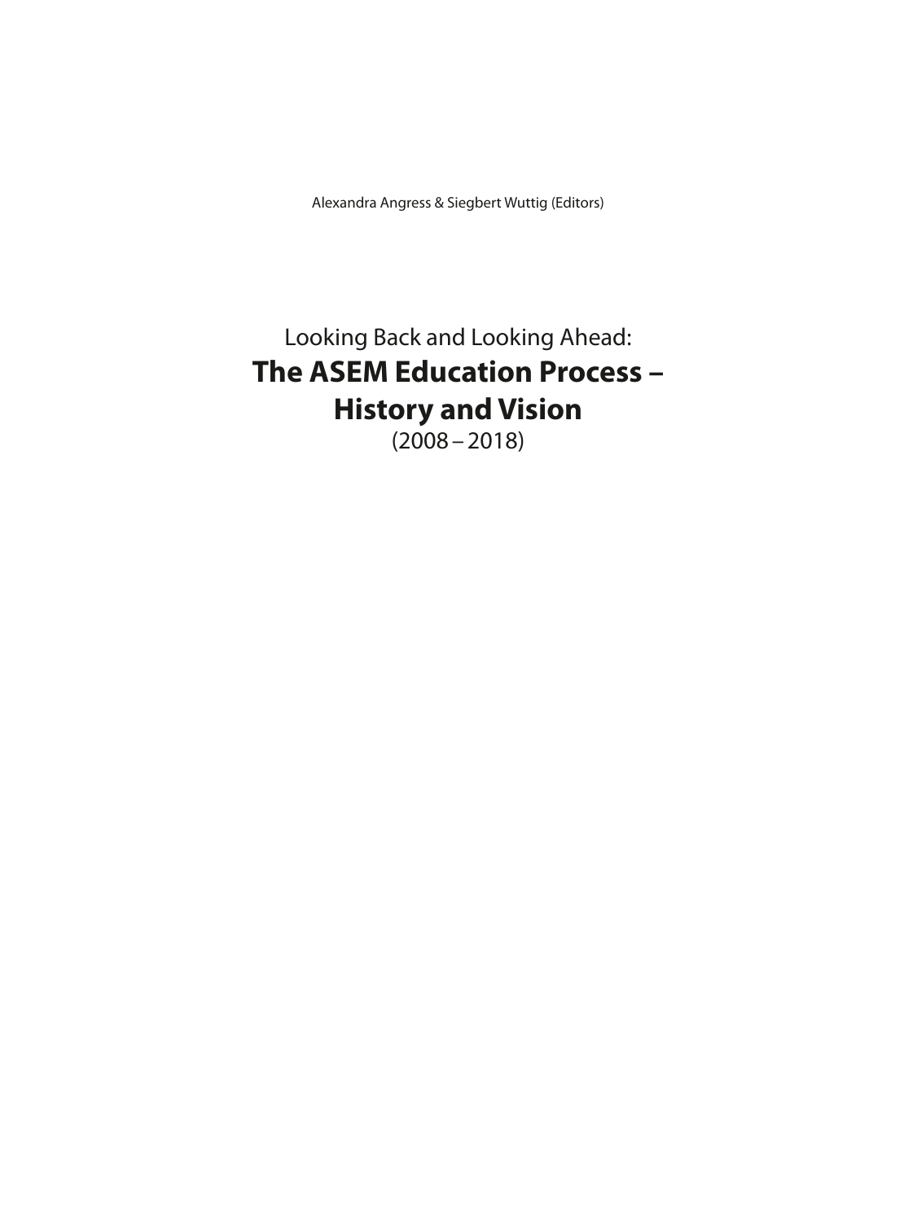Alexandra Angress & Siegbert Wuttig (Editors)

Looking Back and Looking Ahead:

# The ASEM Education Process – History and Vision

(2008 – 2018)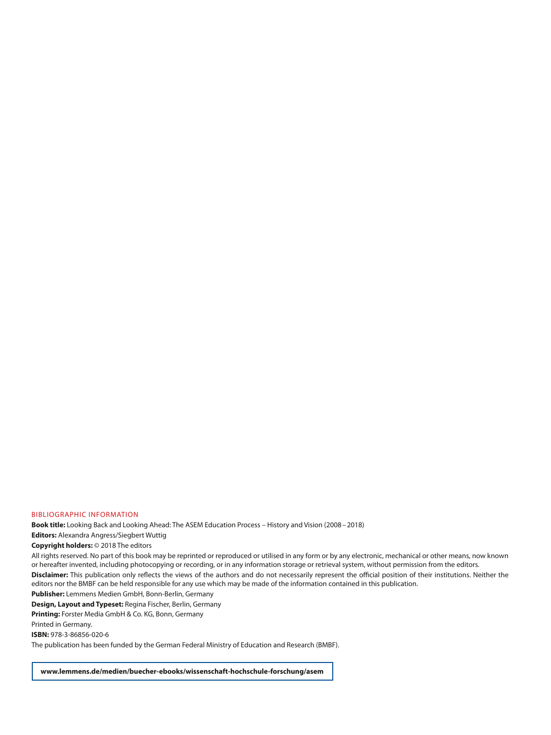BIBLIOGRAPHIC INFORMATION

**Book title:** Looking Back and Looking Ahead: The ASEM Education Process – History and Vision (2008 – 2018)

**Editors:** Alexandra Angress/Siegbert Wuttig

**Copyright holders:** © 2018 The editors

All rights reserved. No part of this book may be reprinted or reproduced or utilised in any form or by any electronic, mechanical or other means, now known or hereafter invented, including photocopying or recording, or in any information storage or retrieval system, without permission from the editors.

**Disclaimer:** This publication only reflects the views of the authors and do not necessarily represent the official position of their institutions. Neither the editors nor the BMBF can be held responsible for any use which may be made of the information contained in this publication.

**Publisher:** Lemmens Medien GmbH, Bonn-Berlin, Germany

**Design, Layout and Typeset:** Regina Fischer, Berlin, Germany

**Printing:** Forster Media GmbH & Co. KG, Bonn, Germany

Printed in Germany.

**ISBN:** 978-3-86856-020-6

The publication has been funded by the German Federal Ministry of Education and Research (BMBF).

**www.lemmens.de/medien/buecher-ebooks/wissenschaft-hochschule-forschung/asem**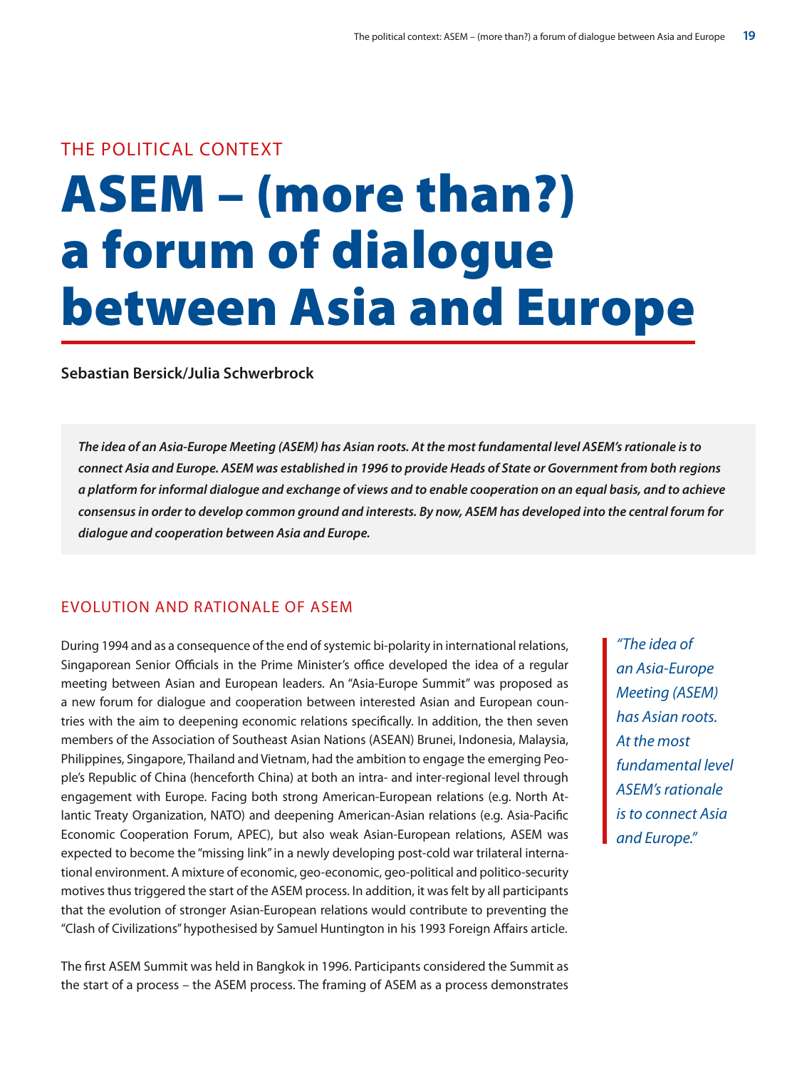THE POLITICAL CONTEXT

# ASEM – (more than?) a forum of dialogue between Asia and Europe

**Sebastian Bersick/Julia Schwerbrock**

***The idea of an Asia-Europe Meeting (ASEM) has Asian roots. At the most fundamental level ASEM's rationale is to connect Asia and Europe. ASEM was established in 1996 to provide Heads of State or Government from both regions a platform for informal dialogue and exchange of views and to enable cooperation on an equal basis, and to achieve consensus in order to develop common ground and interests. By now, ASEM has developed into the central forum for dialogue and cooperation between Asia and Europe.***

## EVOLUTION AND RATIONALE OF ASEM

During 1994 and as a consequence of the end of systemic bi-polarity in international relations, Singaporean Senior Officials in the Prime Minister's office developed the idea of a regular meeting between Asian and European leaders. An "Asia-Europe Summit" was proposed as a new forum for dialogue and cooperation between interested Asian and European countries with the aim to deepening economic relations specifically. In addition, the then seven members of the Association of Southeast Asian Nations (ASEAN) Brunei, Indonesia, Malaysia, Philippines, Singapore, Thailand and Vietnam, had the ambition to engage the emerging People's Republic of China (henceforth China) at both an intra- and inter-regional level through engagement with Europe. Facing both strong American-European relations (e.g. North Atlantic Treaty Organization, NATO) and deepening American-Asian relations (e.g. Asia-Pacific Economic Cooperation Forum, APEC), but also weak Asian-European relations, ASEM was expected to become the "missing link" in a newly developing post-cold war trilateral international environment. A mixture of economic, geo-economic, geo-political and politico-security motives thus triggered the start of the ASEM process. In addition, it was felt by all participants that the evolution of stronger Asian-European relations would contribute to preventing the "Clash of Civilizations" hypothesised by Samuel Huntington in his 1993 Foreign Affairs article.

> *"The idea of an Asia-Europe Meeting (ASEM) has Asian roots. At the most fundamental level ASEM's rationale is to connect Asia and Europe."*

The first ASEM Summit was held in Bangkok in 1996. Participants considered the Summit as the start of a process – the ASEM process. The framing of ASEM as a process demonstrates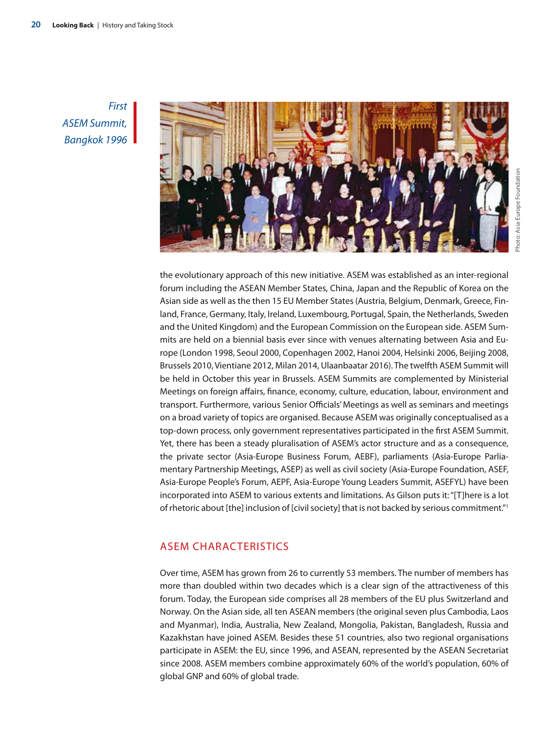*First ASEM Summit, Bangkok 1996*

Photo: Asia-Europe Foundation

the evolutionary approach of this new initiative. ASEM was established as an inter-regional forum including the ASEAN Member States, China, Japan and the Republic of Korea on the Asian side as well as the then 15 EU Member States (Austria, Belgium, Denmark, Greece, Finland, France, Germany, Italy, Ireland, Luxembourg, Portugal, Spain, the Netherlands, Sweden and the United Kingdom) and the European Commission on the European side. ASEM Summits are held on a biennial basis ever since with venues alternating between Asia and Europe (London 1998, Seoul 2000, Copenhagen 2002, Hanoi 2004, Helsinki 2006, Beijing 2008, Brussels 2010, Vientiane 2012, Milan 2014, Ulaanbaatar 2016). The twelfth ASEM Summit will be held in October this year in Brussels. ASEM Summits are complemented by Ministerial Meetings on foreign affairs, finance, economy, culture, education, labour, environment and transport. Furthermore, various Senior Officials' Meetings as well as seminars and meetings on a broad variety of topics are organised. Because ASEM was originally conceptualised as a top-down process, only government representatives participated in the first ASEM Summit. Yet, there has been a steady pluralisation of ASEM's actor structure and as a consequence, the private sector (Asia-Europe Business Forum, AEBF), parliaments (Asia-Europe Parliamentary Partnership Meetings, ASEP) as well as civil society (Asia-Europe Foundation, ASEF, Asia-Europe People's Forum, AEPF, Asia-Europe Young Leaders Summit, ASEFYL) have been incorporated into ASEM to various extents and limitations. As Gilson puts it: "[T]here is a lot of rhetoric about [the] inclusion of [civil society] that is not backed by serious commitment."[1]

## ASEM CHARACTERISTICS

Over time, ASEM has grown from 26 to currently 53 members. The number of members has more than doubled within two decades which is a clear sign of the attractiveness of this forum. Today, the European side comprises all 28 members of the EU plus Switzerland and Norway. On the Asian side, all ten ASEAN members (the original seven plus Cambodia, Laos and Myanmar), India, Australia, New Zealand, Mongolia, Pakistan, Bangladesh, Russia and Kazakhstan have joined ASEM. Besides these 51 countries, also two regional organisations participate in ASEM: the EU, since 1996, and ASEAN, represented by the ASEAN Secretariat since 2008. ASEM members combine approximately 60% of the world's population, 60% of global GNP and 60% of global trade.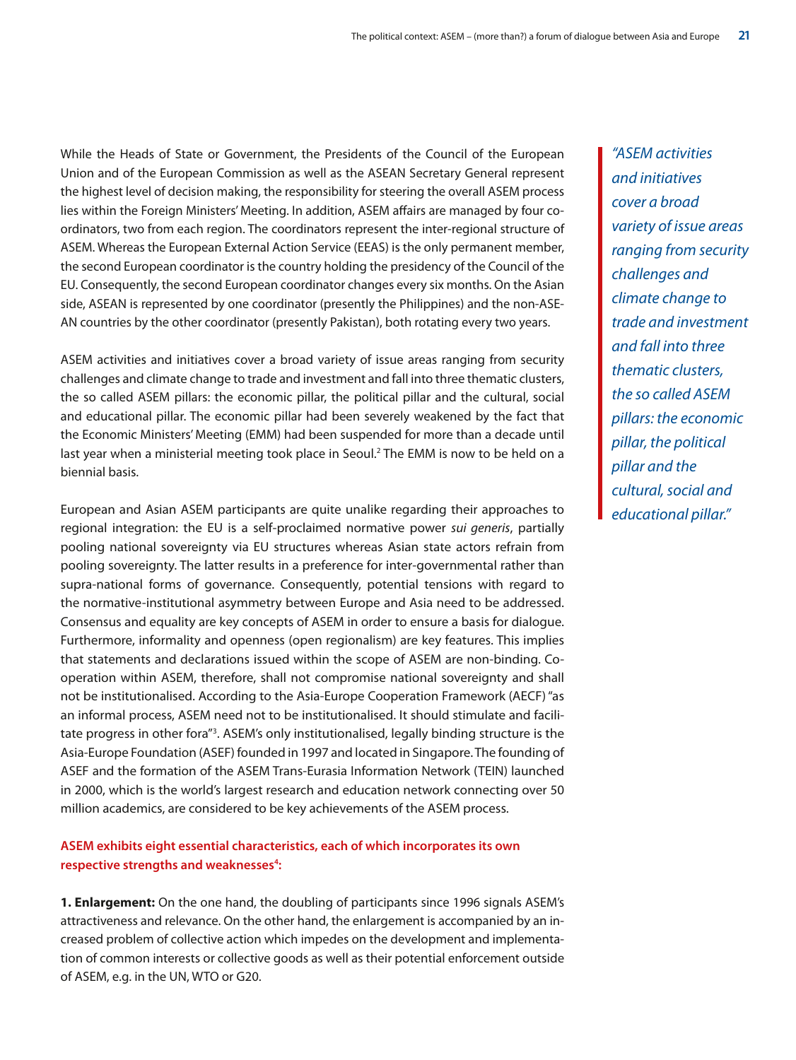While the Heads of State or Government, the Presidents of the Council of the European Union and of the European Commission as well as the ASEAN Secretary General represent the highest level of decision making, the responsibility for steering the overall ASEM process lies within the Foreign Ministers' Meeting. In addition, ASEM affairs are managed by four coordinators, two from each region. The coordinators represent the inter-regional structure of ASEM. Whereas the European External Action Service (EEAS) is the only permanent member, the second European coordinator is the country holding the presidency of the Council of the EU. Consequently, the second European coordinator changes every six months. On the Asian side, ASEAN is represented by one coordinator (presently the Philippines) and the non-ASEAN countries by the other coordinator (presently Pakistan), both rotating every two years.

ASEM activities and initiatives cover a broad variety of issue areas ranging from security challenges and climate change to trade and investment and fall into three thematic clusters, the so called ASEM pillars: the economic pillar, the political pillar and the cultural, social and educational pillar. The economic pillar had been severely weakened by the fact that the Economic Ministers' Meeting (EMM) had been suspended for more than a decade until last year when a ministerial meeting took place in Seoul.[2] The EMM is now to be held on a biennial basis.

> *"ASEM activities and initiatives cover a broad variety of issue areas ranging from security challenges and climate change to trade and investment and fall into three thematic clusters, the so called ASEM pillars: the economic pillar, the political pillar and the cultural, social and educational pillar."*

European and Asian ASEM participants are quite unalike regarding their approaches to regional integration: the EU is a self-proclaimed normative power *sui generis*, partially pooling national sovereignty via EU structures whereas Asian state actors refrain from pooling sovereignty. The latter results in a preference for inter-governmental rather than supra-national forms of governance. Consequently, potential tensions with regard to the normative-institutional asymmetry between Europe and Asia need to be addressed. Consensus and equality are key concepts of ASEM in order to ensure a basis for dialogue. Furthermore, informality and openness (open regionalism) are key features. This implies that statements and declarations issued within the scope of ASEM are non-binding. Cooperation within ASEM, therefore, shall not compromise national sovereignty and shall not be institutionalised. According to the Asia-Europe Cooperation Framework (AECF) "as an informal process, ASEM need not to be institutionalised. It should stimulate and facilitate progress in other fora"[3]. ASEM's only institutionalised, legally binding structure is the Asia-Europe Foundation (ASEF) founded in 1997 and located in Singapore. The founding of ASEF and the formation of the ASEM Trans-Eurasia Information Network (TEIN) launched in 2000, which is the world's largest research and education network connecting over 50 million academics, are considered to be key achievements of the ASEM process.

**ASEM exhibits eight essential characteristics, each of which incorporates its own respective strengths and weaknesses[4]:**

**1. Enlargement:** On the one hand, the doubling of participants since 1996 signals ASEM's attractiveness and relevance. On the other hand, the enlargement is accompanied by an increased problem of collective action which impedes on the development and implementation of common interests or collective goods as well as their potential enforcement outside of ASEM, e.g. in the UN, WTO or G20.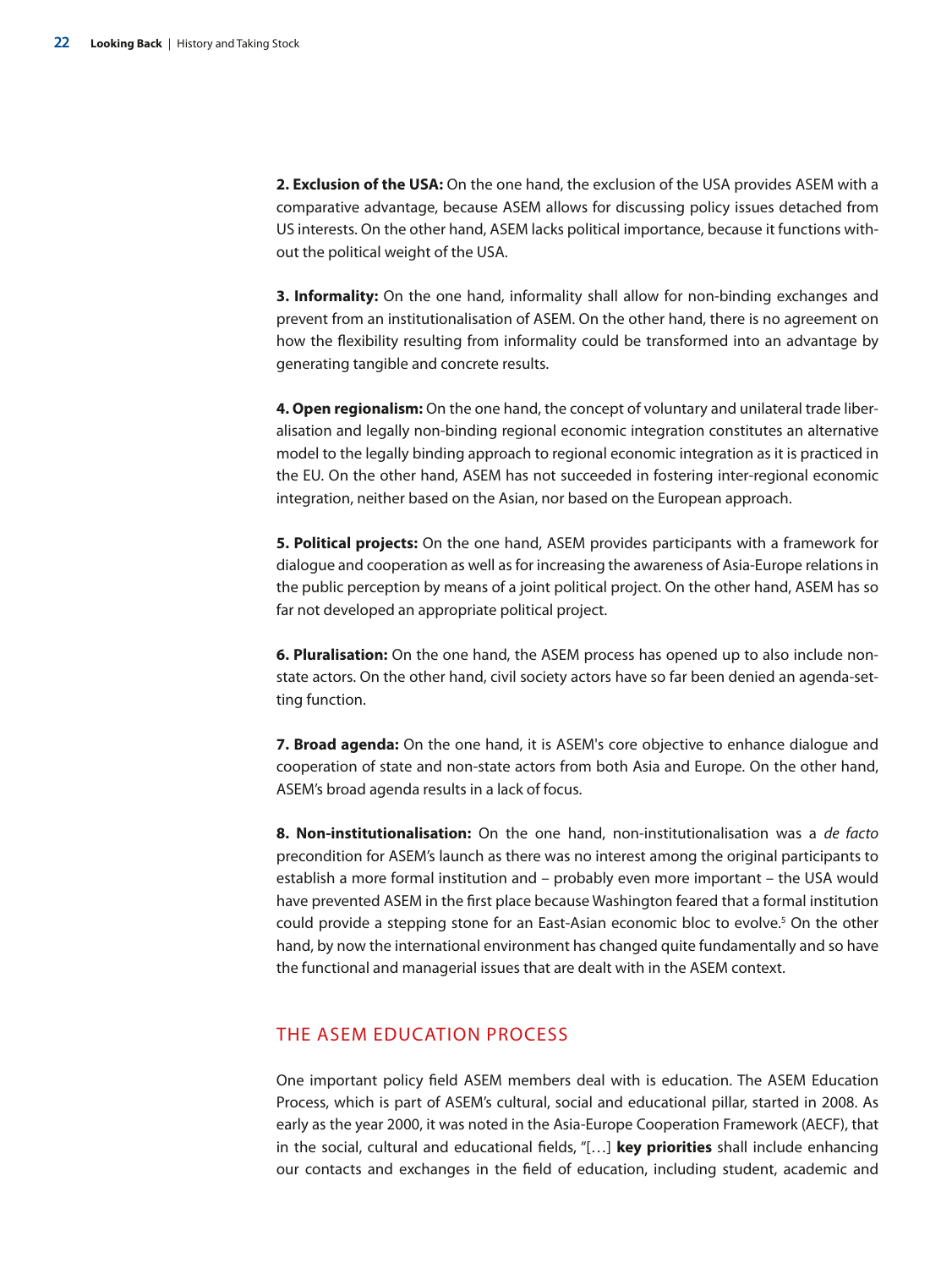**2. Exclusion of the USA:** On the one hand, the exclusion of the USA provides ASEM with a comparative advantage, because ASEM allows for discussing policy issues detached from US interests. On the other hand, ASEM lacks political importance, because it functions without the political weight of the USA.

**3. Informality:** On the one hand, informality shall allow for non-binding exchanges and prevent from an institutionalisation of ASEM. On the other hand, there is no agreement on how the flexibility resulting from informality could be transformed into an advantage by generating tangible and concrete results.

**4. Open regionalism:** On the one hand, the concept of voluntary and unilateral trade liberalisation and legally non-binding regional economic integration constitutes an alternative model to the legally binding approach to regional economic integration as it is practiced in the EU. On the other hand, ASEM has not succeeded in fostering inter-regional economic integration, neither based on the Asian, nor based on the European approach.

**5. Political projects:** On the one hand, ASEM provides participants with a framework for dialogue and cooperation as well as for increasing the awareness of Asia-Europe relations in the public perception by means of a joint political project. On the other hand, ASEM has so far not developed an appropriate political project.

**6. Pluralisation:** On the one hand, the ASEM process has opened up to also include non-state actors. On the other hand, civil society actors have so far been denied an agenda-setting function.

**7. Broad agenda:** On the one hand, it is ASEM's core objective to enhance dialogue and cooperation of state and non-state actors from both Asia and Europe. On the other hand, ASEM's broad agenda results in a lack of focus.

**8. Non-institutionalisation:** On the one hand, non-institutionalisation was a *de facto* precondition for ASEM's launch as there was no interest among the original participants to establish a more formal institution and – probably even more important – the USA would have prevented ASEM in the first place because Washington feared that a formal institution could provide a stepping stone for an East-Asian economic bloc to evolve.[5] On the other hand, by now the international environment has changed quite fundamentally and so have the functional and managerial issues that are dealt with in the ASEM context.

## THE ASEM EDUCATION PROCESS

One important policy field ASEM members deal with is education. The ASEM Education Process, which is part of ASEM's cultural, social and educational pillar, started in 2008. As early as the year 2000, it was noted in the Asia-Europe Cooperation Framework (AECF), that in the social, cultural and educational fields, "[…] **key priorities** shall include enhancing our contacts and exchanges in the field of education, including student, academic and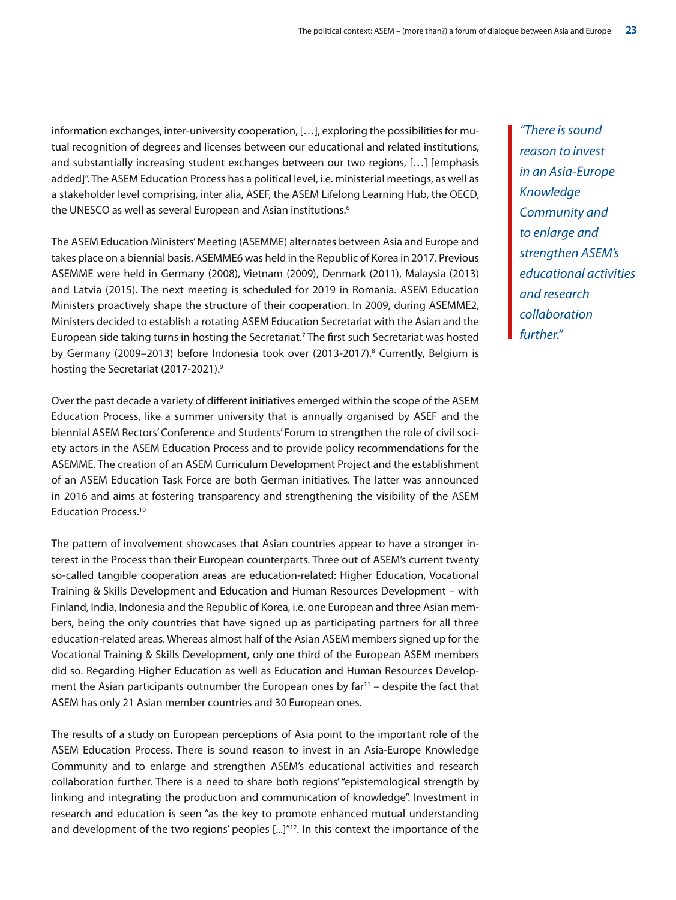information exchanges, inter-university cooperation, […], exploring the possibilities for mutual recognition of degrees and licenses between our educational and related institutions, and substantially increasing student exchanges between our two regions, […] [emphasis added]". The ASEM Education Process has a political level, i.e. ministerial meetings, as well as a stakeholder level comprising, inter alia, ASEF, the ASEM Lifelong Learning Hub, the OECD, the UNESCO as well as several European and Asian institutions.[6]

The ASEM Education Ministers' Meeting (ASEMME) alternates between Asia and Europe and takes place on a biennial basis. ASEMME6 was held in the Republic of Korea in 2017. Previous ASEMME were held in Germany (2008), Vietnam (2009), Denmark (2011), Malaysia (2013) and Latvia (2015). The next meeting is scheduled for 2019 in Romania. ASEM Education Ministers proactively shape the structure of their cooperation. In 2009, during ASEMME2, Ministers decided to establish a rotating ASEM Education Secretariat with the Asian and the European side taking turns in hosting the Secretariat.[7] The first such Secretariat was hosted by Germany (2009–2013) before Indonesia took over (2013-2017).[8] Currently, Belgium is hosting the Secretariat (2017-2021).[9]

Over the past decade a variety of different initiatives emerged within the scope of the ASEM Education Process, like a summer university that is annually organised by ASEF and the biennial ASEM Rectors' Conference and Students' Forum to strengthen the role of civil society actors in the ASEM Education Process and to provide policy recommendations for the ASEMME. The creation of an ASEM Curriculum Development Project and the establishment of an ASEM Education Task Force are both German initiatives. The latter was announced in 2016 and aims at fostering transparency and strengthening the visibility of the ASEM Education Process.[10]

The pattern of involvement showcases that Asian countries appear to have a stronger interest in the Process than their European counterparts. Three out of ASEM's current twenty so-called tangible cooperation areas are education-related: Higher Education, Vocational Training & Skills Development and Education and Human Resources Development – with Finland, India, Indonesia and the Republic of Korea, i.e. one European and three Asian members, being the only countries that have signed up as participating partners for all three education-related areas. Whereas almost half of the Asian ASEM members signed up for the Vocational Training & Skills Development, only one third of the European ASEM members did so. Regarding Higher Education as well as Education and Human Resources Development the Asian participants outnumber the European ones by far[11] – despite the fact that ASEM has only 21 Asian member countries and 30 European ones.

The results of a study on European perceptions of Asia point to the important role of the ASEM Education Process. There is sound reason to invest in an Asia-Europe Knowledge Community and to enlarge and strengthen ASEM's educational activities and research collaboration further. There is a need to share both regions' "epistemological strength by linking and integrating the production and communication of knowledge". Investment in research and education is seen "as the key to promote enhanced mutual understanding and development of the two regions' peoples [...]"[12]. In this context the importance of the

> *"There is sound reason to invest in an Asia-Europe Knowledge Community and to enlarge and strengthen ASEM's educational activities and research collaboration further."*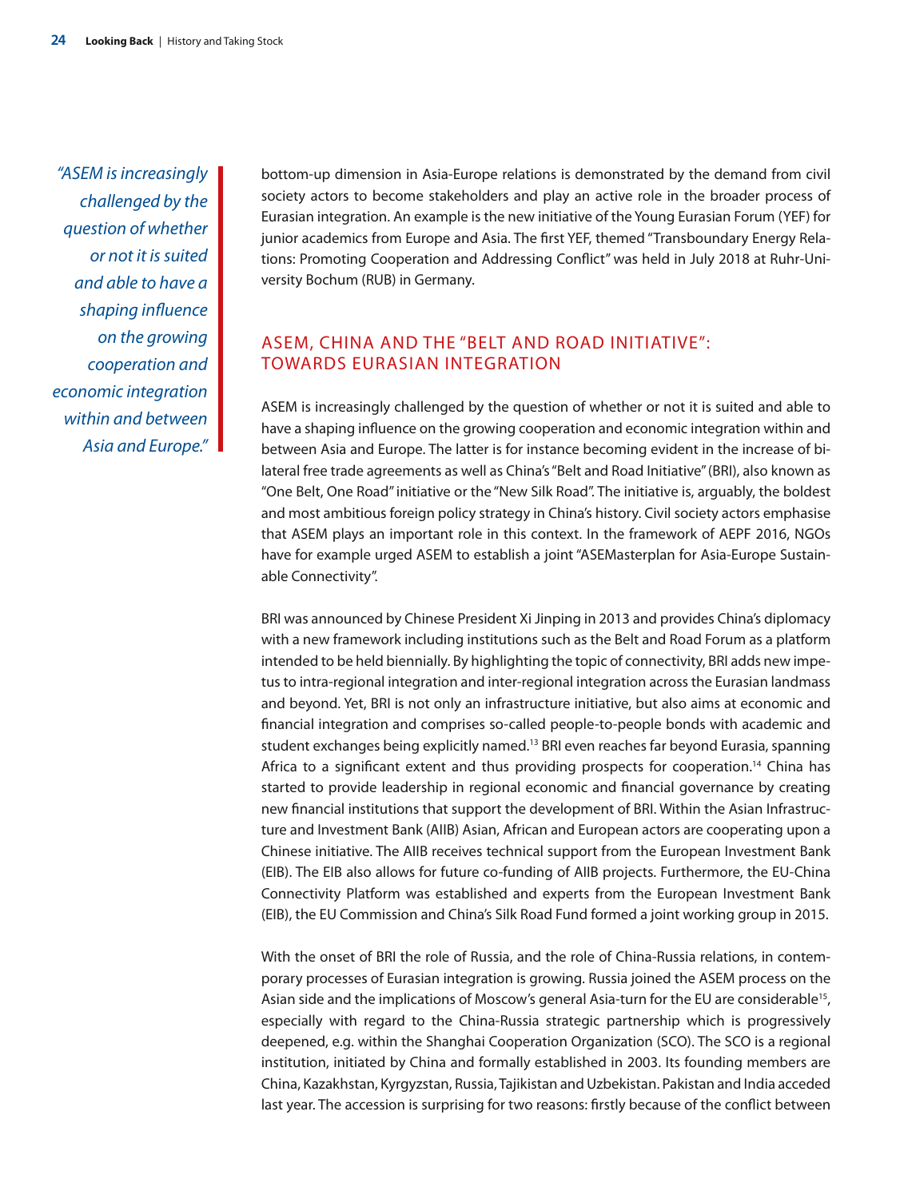*"ASEM is increasingly challenged by the question of whether or not it is suited and able to have a shaping influence on the growing cooperation and economic integration within and between Asia and Europe."*

bottom-up dimension in Asia-Europe relations is demonstrated by the demand from civil society actors to become stakeholders and play an active role in the broader process of Eurasian integration. An example is the new initiative of the Young Eurasian Forum (YEF) for junior academics from Europe and Asia. The first YEF, themed "Transboundary Energy Relations: Promoting Cooperation and Addressing Conflict" was held in July 2018 at Ruhr-University Bochum (RUB) in Germany.

## ASEM, CHINA AND THE "BELT AND ROAD INITIATIVE": TOWARDS EURASIAN INTEGRATION

ASEM is increasingly challenged by the question of whether or not it is suited and able to have a shaping influence on the growing cooperation and economic integration within and between Asia and Europe. The latter is for instance becoming evident in the increase of bilateral free trade agreements as well as China's "Belt and Road Initiative" (BRI), also known as "One Belt, One Road" initiative or the "New Silk Road". The initiative is, arguably, the boldest and most ambitious foreign policy strategy in China's history. Civil society actors emphasise that ASEM plays an important role in this context. In the framework of AEPF 2016, NGOs have for example urged ASEM to establish a joint "ASEMasterplan for Asia-Europe Sustainable Connectivity".

BRI was announced by Chinese President Xi Jinping in 2013 and provides China's diplomacy with a new framework including institutions such as the Belt and Road Forum as a platform intended to be held biennially. By highlighting the topic of connectivity, BRI adds new impetus to intra-regional integration and inter-regional integration across the Eurasian landmass and beyond. Yet, BRI is not only an infrastructure initiative, but also aims at economic and financial integration and comprises so-called people-to-people bonds with academic and student exchanges being explicitly named.[13] BRI even reaches far beyond Eurasia, spanning Africa to a significant extent and thus providing prospects for cooperation.[14] China has started to provide leadership in regional economic and financial governance by creating new financial institutions that support the development of BRI. Within the Asian Infrastructure and Investment Bank (AIIB) Asian, African and European actors are cooperating upon a Chinese initiative. The AIIB receives technical support from the European Investment Bank (EIB). The EIB also allows for future co-funding of AIIB projects. Furthermore, the EU-China Connectivity Platform was established and experts from the European Investment Bank (EIB), the EU Commission and China's Silk Road Fund formed a joint working group in 2015.

With the onset of BRI the role of Russia, and the role of China-Russia relations, in contemporary processes of Eurasian integration is growing. Russia joined the ASEM process on the Asian side and the implications of Moscow's general Asia-turn for the EU are considerable[15], especially with regard to the China-Russia strategic partnership which is progressively deepened, e.g. within the Shanghai Cooperation Organization (SCO). The SCO is a regional institution, initiated by China and formally established in 2003. Its founding members are China, Kazakhstan, Kyrgyzstan, Russia, Tajikistan and Uzbekistan. Pakistan and India acceded last year. The accession is surprising for two reasons: firstly because of the conflict between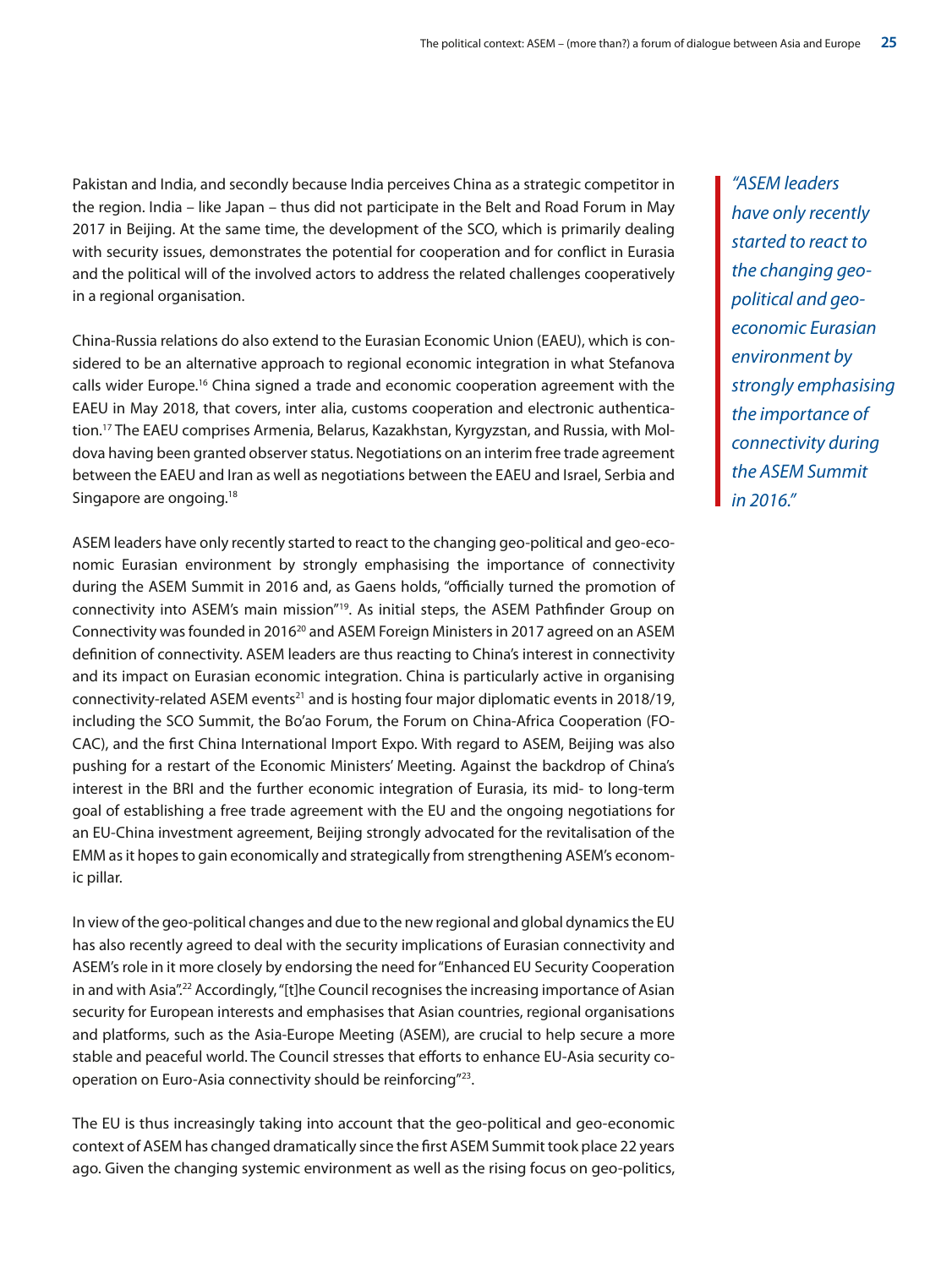Pakistan and India, and secondly because India perceives China as a strategic competitor in the region. India – like Japan – thus did not participate in the Belt and Road Forum in May 2017 in Beijing. At the same time, the development of the SCO, which is primarily dealing with security issues, demonstrates the potential for cooperation and for conflict in Eurasia and the political will of the involved actors to address the related challenges cooperatively in a regional organisation.

China-Russia relations do also extend to the Eurasian Economic Union (EAEU), which is considered to be an alternative approach to regional economic integration in what Stefanova calls wider Europe.[16] China signed a trade and economic cooperation agreement with the EAEU in May 2018, that covers, inter alia, customs cooperation and electronic authentication.[17] The EAEU comprises Armenia, Belarus, Kazakhstan, Kyrgyzstan, and Russia, with Moldova having been granted observer status. Negotiations on an interim free trade agreement between the EAEU and Iran as well as negotiations between the EAEU and Israel, Serbia and Singapore are ongoing.[18]

> *"ASEM leaders have only recently started to react to the changing geo-political and geo-economic Eurasian environment by strongly emphasising the importance of connectivity during the ASEM Summit in 2016."*

ASEM leaders have only recently started to react to the changing geo-political and geo-economic Eurasian environment by strongly emphasising the importance of connectivity during the ASEM Summit in 2016 and, as Gaens holds, "officially turned the promotion of connectivity into ASEM's main mission"[19]. As initial steps, the ASEM Pathfinder Group on Connectivity was founded in 2016[20] and ASEM Foreign Ministers in 2017 agreed on an ASEM definition of connectivity. ASEM leaders are thus reacting to China's interest in connectivity and its impact on Eurasian economic integration. China is particularly active in organising connectivity-related ASEM events[21] and is hosting four major diplomatic events in 2018/19, including the SCO Summit, the Bo'ao Forum, the Forum on China-Africa Cooperation (FOCAC), and the first China International Import Expo. With regard to ASEM, Beijing was also pushing for a restart of the Economic Ministers' Meeting. Against the backdrop of China's interest in the BRI and the further economic integration of Eurasia, its mid- to long-term goal of establishing a free trade agreement with the EU and the ongoing negotiations for an EU-China investment agreement, Beijing strongly advocated for the revitalisation of the EMM as it hopes to gain economically and strategically from strengthening ASEM's economic pillar.

In view of the geo-political changes and due to the new regional and global dynamics the EU has also recently agreed to deal with the security implications of Eurasian connectivity and ASEM's role in it more closely by endorsing the need for "Enhanced EU Security Cooperation in and with Asia".[22] Accordingly, "[t]he Council recognises the increasing importance of Asian security for European interests and emphasises that Asian countries, regional organisations and platforms, such as the Asia-Europe Meeting (ASEM), are crucial to help secure a more stable and peaceful world. The Council stresses that efforts to enhance EU-Asia security cooperation on Euro-Asia connectivity should be reinforcing"[23].

The EU is thus increasingly taking into account that the geo-political and geo-economic context of ASEM has changed dramatically since the first ASEM Summit took place 22 years ago. Given the changing systemic environment as well as the rising focus on geo-politics,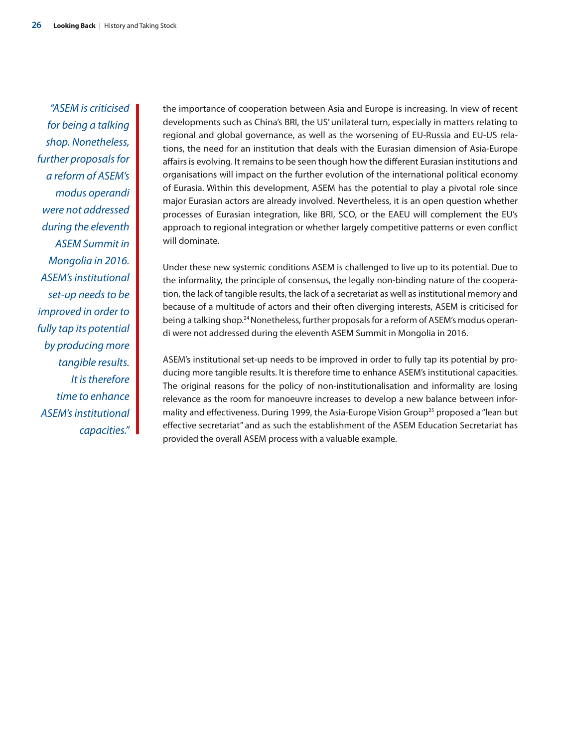*"ASEM is criticised for being a talking shop. Nonetheless, further proposals for a reform of ASEM's modus operandi were not addressed during the eleventh ASEM Summit in Mongolia in 2016. ASEM's institutional set-up needs to be improved in order to fully tap its potential by producing more tangible results. It is therefore time to enhance ASEM's institutional capacities."*

the importance of cooperation between Asia and Europe is increasing. In view of recent developments such as China's BRI, the US' unilateral turn, especially in matters relating to regional and global governance, as well as the worsening of EU-Russia and EU-US relations, the need for an institution that deals with the Eurasian dimension of Asia-Europe affairs is evolving. It remains to be seen though how the different Eurasian institutions and organisations will impact on the further evolution of the international political economy of Eurasia. Within this development, ASEM has the potential to play a pivotal role since major Eurasian actors are already involved. Nevertheless, it is an open question whether processes of Eurasian integration, like BRI, SCO, or the EAEU will complement the EU's approach to regional integration or whether largely competitive patterns or even conflict will dominate.

Under these new systemic conditions ASEM is challenged to live up to its potential. Due to the informality, the principle of consensus, the legally non-binding nature of the cooperation, the lack of tangible results, the lack of a secretariat as well as institutional memory and because of a multitude of actors and their often diverging interests, ASEM is criticised for being a talking shop.[24] Nonetheless, further proposals for a reform of ASEM's modus operandi were not addressed during the eleventh ASEM Summit in Mongolia in 2016.

ASEM's institutional set-up needs to be improved in order to fully tap its potential by producing more tangible results. It is therefore time to enhance ASEM's institutional capacities. The original reasons for the policy of non-institutionalisation and informality are losing relevance as the room for manoeuvre increases to develop a new balance between informality and effectiveness. During 1999, the Asia-Europe Vision Group[25] proposed a "lean but effective secretariat" and as such the establishment of the ASEM Education Secretariat has provided the overall ASEM process with a valuable example.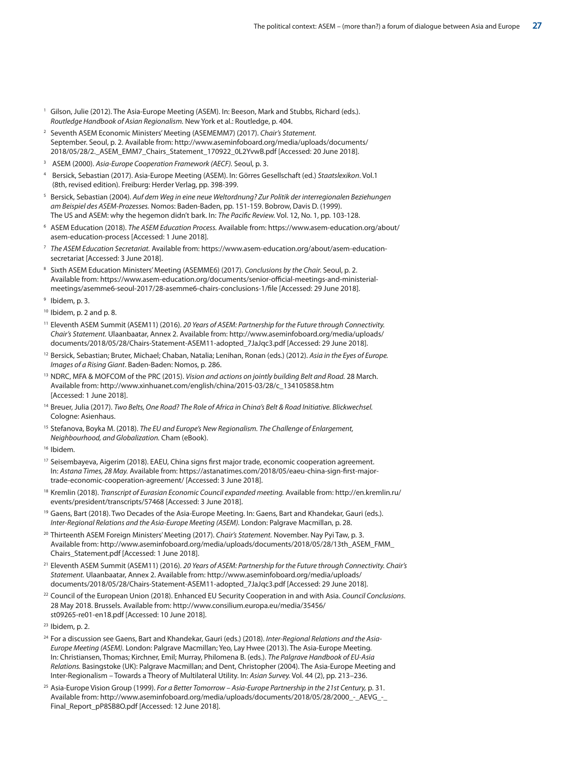[1] Gilson, Julie (2012). The Asia-Europe Meeting (ASEM). In: Beeson, Mark and Stubbs, Richard (eds.). *Routledge Handbook of Asian Regionalism.* New York et al.: Routledge, p. 404.

[2] Seventh ASEM Economic Ministers' Meeting (ASEMEMM7) (2017). *Chair's Statement.* September. Seoul, p. 2. Available from: http://www.aseminfoboard.org/media/uploads/documents/2018/05/28/2._ASEM_EMM7_Chairs_Statement_170922_0L2YvwB.pdf [Accessed: 20 June 2018].

[3] ASEM (2000). *Asia-Europe Cooperation Framework (AECF).* Seoul, p. 3.

[4] Bersick, Sebastian (2017). Asia-Europe Meeting (ASEM). In: Görres Gesellschaft (ed.) *Staatslexikon*. Vol.1 (8th, revised edition). Freiburg: Herder Verlag, pp. 398-399.

[5] Bersick, Sebastian (2004). *Auf dem Weg in eine neue Weltordnung? Zur Politik der interregionalen Beziehungen am Beispiel des ASEM-Prozesses.* Nomos: Baden-Baden, pp. 151-159. Bobrow, Davis D. (1999). The US and ASEM: why the hegemon didn't bark. In: *The Pacific Review.* Vol. 12, No. 1, pp. 103-128.

[6] ASEM Education (2018). *The ASEM Education Process.* Available from: https://www.asem-education.org/about/asem-education-process [Accessed: 1 June 2018].

[7] *The ASEM Education Secretariat.* Available from: https://www.asem-education.org/about/asem-education-secretariat [Accessed: 3 June 2018].

[8] Sixth ASEM Education Ministers' Meeting (ASEMME6) (2017). *Conclusions by the Chair.* Seoul, p. 2. Available from: https://www.asem-education.org/documents/senior-official-meetings-and-ministerial-meetings/asemme6-seoul-2017/28-asemme6-chairs-conclusions-1/file [Accessed: 29 June 2018].

[9] Ibidem, p. 3.

[10] Ibidem, p. 2 and p. 8.

[11] Eleventh ASEM Summit (ASEM11) (2016). *20 Years of ASEM: Partnership for the Future through Connectivity. Chair's Statement.* Ulaanbaatar, Annex 2. Available from: http://www.aseminfoboard.org/media/uploads/documents/2018/05/28/Chairs-Statement-ASEM11-adopted_7JaJqc3.pdf [Accessed: 29 June 2018].

[12] Bersick, Sebastian; Bruter, Michael; Chaban, Natalia; Lenihan, Ronan (eds.) (2012). *Asia in the Eyes of Europe. Images of a Rising Giant*. Baden-Baden: Nomos, p. 286.

[13] NDRC, MFA & MOFCOM of the PRC (2015). *Vision and actions on jointly building Belt and Road.* 28 March. Available from: http://www.xinhuanet.com/english/china/2015-03/28/c_134105858.htm [Accessed: 1 June 2018].

[14] Breuer, Julia (2017). *Two Belts, One Road? The Role of Africa in China's Belt & Road Initiative. Blickwechsel.* Cologne: Asienhaus.

[15] Stefanova, Boyka M. (2018). *The EU and Europe's New Regionalism. The Challenge of Enlargement, Neighbourhood, and Globalization.* Cham (eBook).

[16] Ibidem.

[17] Seisembayeva, Aigerim (2018). EAEU, China signs first major trade, economic cooperation agreement. In: *Astana Times, 28 May.* Available from: https://astanatimes.com/2018/05/eaeu-china-sign-first-major-trade-economic-cooperation-agreement/ [Accessed: 3 June 2018].

[18] Kremlin (2018). *Transcript of Eurasian Economic Council expanded meeting.* Available from: http://en.kremlin.ru/events/president/transcripts/57468 [Accessed: 3 June 2018].

[19] Gaens, Bart (2018). Two Decades of the Asia-Europe Meeting. In: Gaens, Bart and Khandekar, Gauri (eds.). *Inter-Regional Relations and the Asia-Europe Meeting (ASEM).* London: Palgrave Macmillan, p. 28.

[20] Thirteenth ASEM Foreign Ministers' Meeting (2017). *Chair's Statement.* November. Nay Pyi Taw, p. 3. Available from: http://www.aseminfoboard.org/media/uploads/documents/2018/05/28/13th_ASEM_FMM_Chairs_Statement.pdf [Accessed: 1 June 2018].

[21] Eleventh ASEM Summit (ASEM11) (2016). *20 Years of ASEM: Partnership for the Future through Connectivity. Chair's Statement.* Ulaanbaatar, Annex 2. Available from: http://www.aseminfoboard.org/media/uploads/documents/2018/05/28/Chairs-Statement-ASEM11-adopted_7JaJqc3.pdf [Accessed: 29 June 2018].

[22] Council of the European Union (2018). Enhanced EU Security Cooperation in and with Asia. *Council Conclusions.* 28 May 2018. Brussels. Available from: http://www.consilium.europa.eu/media/35456/st09265-re01-en18.pdf [Accessed: 10 June 2018].

[23] Ibidem, p. 2.

[24] For a discussion see Gaens, Bart and Khandekar, Gauri (eds.) (2018). *Inter-Regional Relations and the Asia-Europe Meeting (ASEM).* London: Palgrave Macmillan; Yeo, Lay Hwee (2013). The Asia-Europe Meeting. In: Christiansen, Thomas; Kirchner, Emil; Murray, Philomena B. (eds.). *The Palgrave Handbook of EU-Asia Relations.* Basingstoke (UK): Palgrave Macmillan; and Dent, Christopher (2004). The Asia-Europe Meeting and Inter-Regionalism – Towards a Theory of Multilateral Utility. In: *Asian Survey.* Vol. 44 (2), pp. 213–236.

[25] Asia-Europe Vision Group (1999). *For a Better Tomorrow – Asia-Europe Partnership in the 21st Century,* p. 31. Available from: http://www.aseminfoboard.org/media/uploads/documents/2018/05/28/2000_-_AEVG_-_Final_Report_pP8SB8O.pdf [Accessed: 12 June 2018].